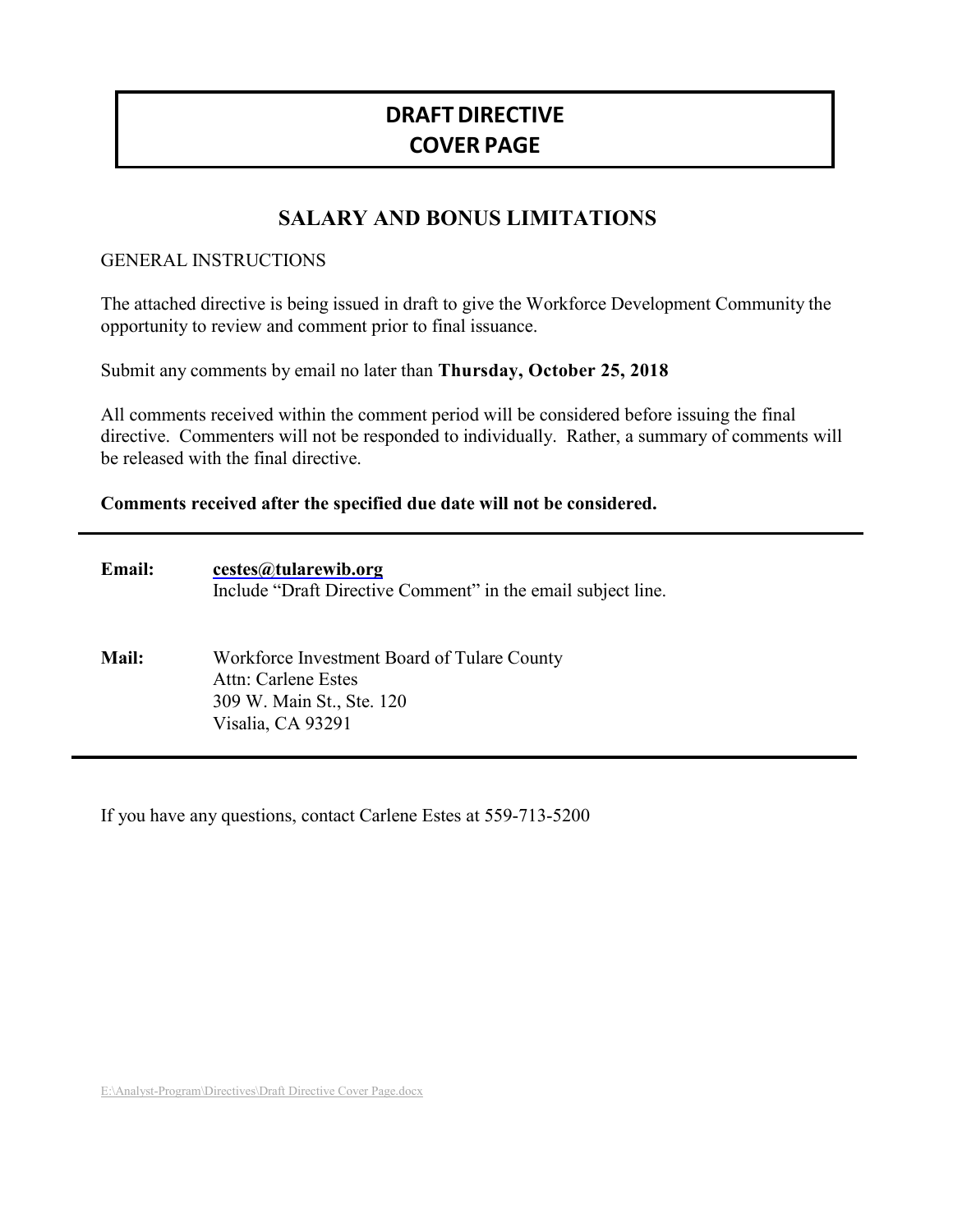# DRAFT DIRECTIVE COVER PAGE

## SALARY AND BONUS LIMITATIONS

GENERAL INSTRUCTIONS

The attached directive is being issued in draft to give the Workforce Development Community the opportunity to review and comment prior to final issuance.

Submit any comments by email no later than **Thursday, October 25, 2018**

All comments received within the comment period will be considered before issuing the final directive. Commenters will not be responded to individually. Rather, a summary of comments will be released with the final directive.

**Comments received after the specified due date will not be considered.**

---

**Email:** **cestes@tularewib.org**
Include "Draft Directive Comment" in the email subject line.

**Mail:** Workforce Investment Board of Tulare County
Attn: Carlene Estes
309 W. Main St., Ste. 120
Visalia, CA 93291

---

If you have any questions, contact Carlene Estes at 559-713-5200

E:\Analyst-Program\Directives\Draft Directive Cover Page.docx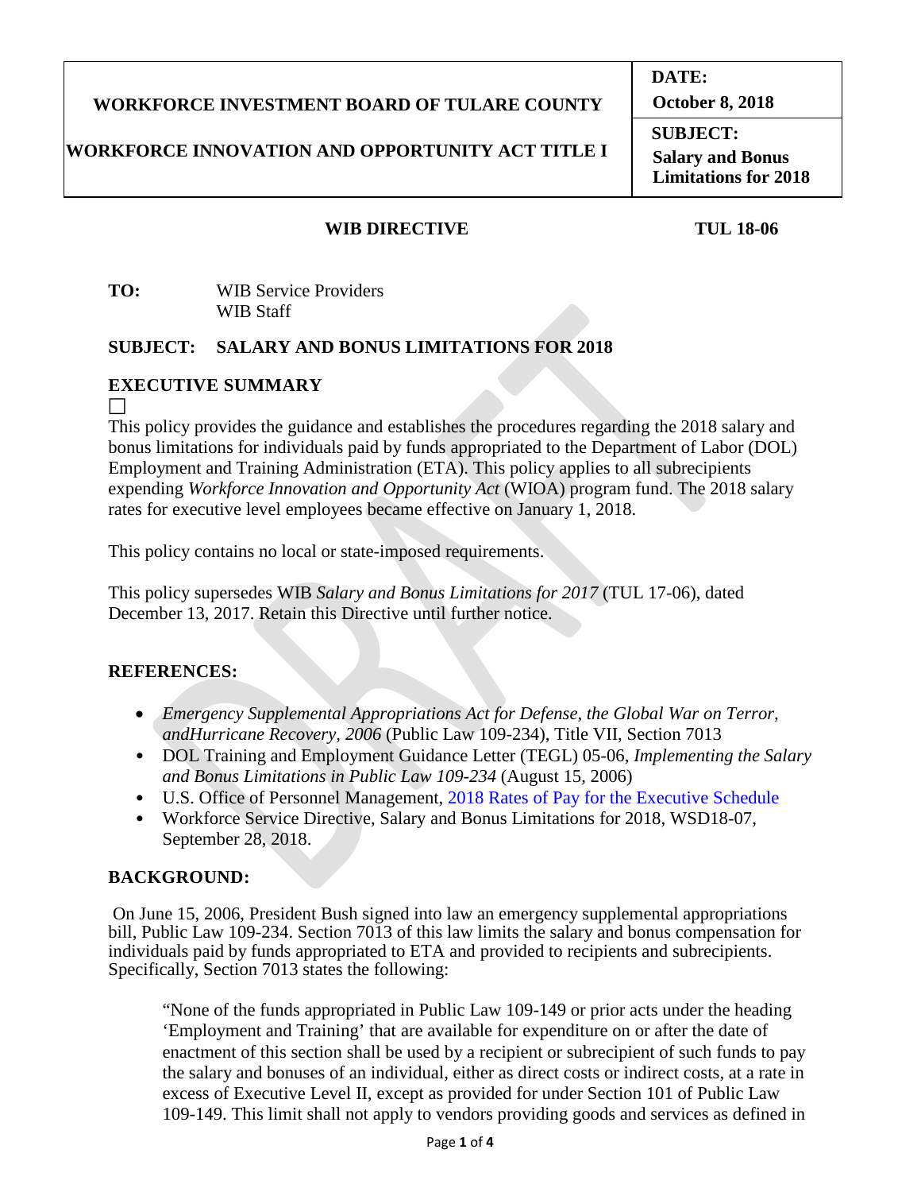| WORKFORCE INVESTMENT BOARD OF TULARE COUNTY<br><br>WORKFORCE INNOVATION AND OPPORTUNITY ACT TITLE I | **DATE:**<br>**October 8, 2018** |
|---|---|
| | **SUBJECT:**<br>**Salary and Bonus Limitations for 2018** |

**WIB DIRECTIVE** **TUL 18-06**

**TO:** WIB Service Providers
WIB Staff

**SUBJECT: SALARY AND BONUS LIMITATIONS FOR 2018**

## EXECUTIVE SUMMARY

☐

This policy provides the guidance and establishes the procedures regarding the 2018 salary and bonus limitations for individuals paid by funds appropriated to the Department of Labor (DOL) Employment and Training Administration (ETA). This policy applies to all subrecipients expending *Workforce Innovation and Opportunity Act* (WIOA) program fund. The 2018 salary rates for executive level employees became effective on January 1, 2018.

This policy contains no local or state-imposed requirements.

This policy supersedes WIB *Salary and Bonus Limitations for 2017* (TUL 17-06), dated December 13, 2017. Retain this Directive until further notice.

## REFERENCES:

- *Emergency Supplemental Appropriations Act for Defense, the Global War on Terror, andHurricane Recovery, 2006* (Public Law 109-234), Title VII, Section 7013
- DOL Training and Employment Guidance Letter (TEGL) 05-06, *Implementing the Salary and Bonus Limitations in Public Law 109-234* (August 15, 2006)
- U.S. Office of Personnel Management, 2018 Rates of Pay for the Executive Schedule
- Workforce Service Directive, Salary and Bonus Limitations for 2018, WSD18-07, September 28, 2018.

## BACKGROUND:

On June 15, 2006, President Bush signed into law an emergency supplemental appropriations bill, Public Law 109-234. Section 7013 of this law limits the salary and bonus compensation for individuals paid by funds appropriated to ETA and provided to recipients and subrecipients. Specifically, Section 7013 states the following:

> "None of the funds appropriated in Public Law 109-149 or prior acts under the heading 'Employment and Training' that are available for expenditure on or after the date of enactment of this section shall be used by a recipient or subrecipient of such funds to pay the salary and bonuses of an individual, either as direct costs or indirect costs, at a rate in excess of Executive Level II, except as provided for under Section 101 of Public Law 109-149. This limit shall not apply to vendors providing goods and services as defined in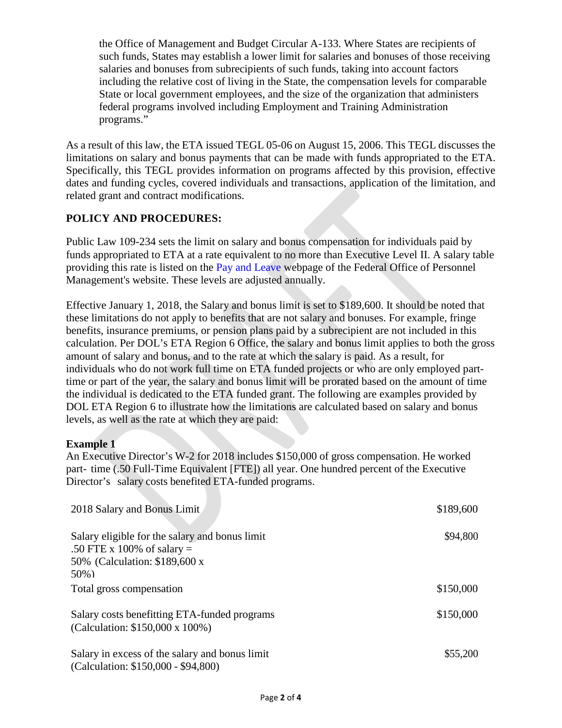the Office of Management and Budget Circular A-133. Where States are recipients of such funds, States may establish a lower limit for salaries and bonuses of those receiving salaries and bonuses from subrecipients of such funds, taking into account factors including the relative cost of living in the State, the compensation levels for comparable State or local government employees, and the size of the organization that administers federal programs involved including Employment and Training Administration programs."

As a result of this law, the ETA issued TEGL 05-06 on August 15, 2006. This TEGL discusses the limitations on salary and bonus payments that can be made with funds appropriated to the ETA. Specifically, this TEGL provides information on programs affected by this provision, effective dates and funding cycles, covered individuals and transactions, application of the limitation, and related grant and contract modifications.

## POLICY AND PROCEDURES:

Public Law 109-234 sets the limit on salary and bonus compensation for individuals paid by funds appropriated to ETA at a rate equivalent to no more than Executive Level II. A salary table providing this rate is listed on the Pay and Leave webpage of the Federal Office of Personnel Management's website. These levels are adjusted annually.

Effective January 1, 2018, the Salary and bonus limit is set to $189,600. It should be noted that these limitations do not apply to benefits that are not salary and bonuses. For example, fringe benefits, insurance premiums, or pension plans paid by a subrecipient are not included in this calculation. Per DOL's ETA Region 6 Office, the salary and bonus limit applies to both the gross amount of salary and bonus, and to the rate at which the salary is paid. As a result, for individuals who do not work full time on ETA funded projects or who are only employed part-time or part of the year, the salary and bonus limit will be prorated based on the amount of time the individual is dedicated to the ETA funded grant. The following are examples provided by DOL ETA Region 6 to illustrate how the limitations are calculated based on salary and bonus levels, as well as the rate at which they are paid:

**Example 1**

An Executive Director's W-2 for 2018 includes $150,000 of gross compensation. He worked part- time (.50 Full-Time Equivalent [FTE]) all year. One hundred percent of the Executive Director's salary costs benefited ETA-funded programs.

| | |
|---|---|
| 2018 Salary and Bonus Limit | $189,600 |
| Salary eligible for the salary and bonus limit .50 FTE x 100% of salary = 50% (Calculation: $189,600 x 50%) | $94,800 |
| Total gross compensation | $150,000 |
| Salary costs benefitting ETA-funded programs (Calculation: $150,000 x 100%) | $150,000 |
| Salary in excess of the salary and bonus limit (Calculation: $150,000 - $94,800) | $55,200 |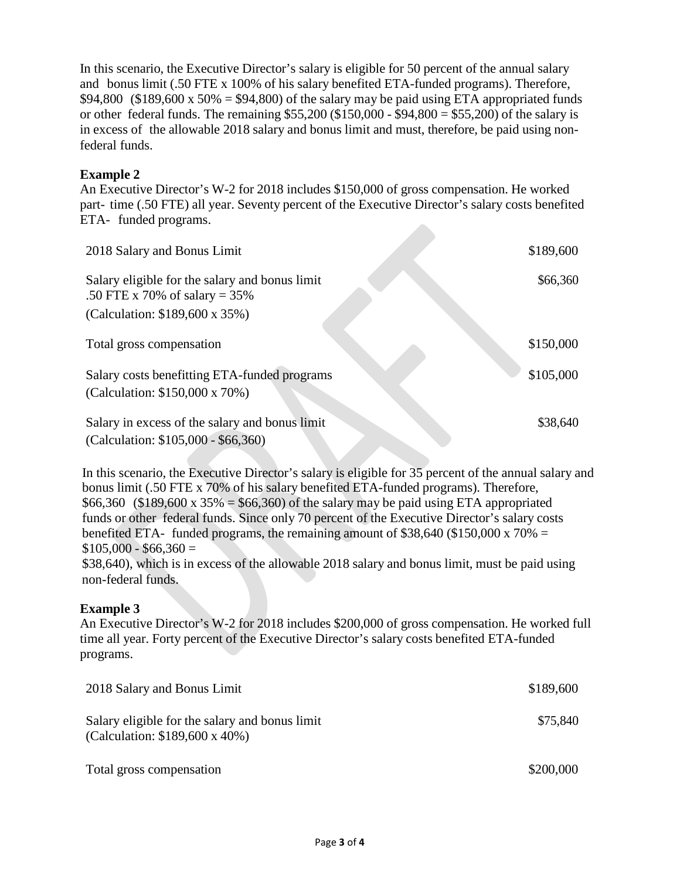In this scenario, the Executive Director's salary is eligible for 50 percent of the annual salary and bonus limit (.50 FTE x 100% of his salary benefited ETA-funded programs). Therefore, \$94,800 (\$189,600 x 50% = \$94,800) of the salary may be paid using ETA appropriated funds or other federal funds. The remaining \$55,200 (\$150,000 - \$94,800 = \$55,200) of the salary is in excess of the allowable 2018 salary and bonus limit and must, therefore, be paid using non-federal funds.

**Example 2**

An Executive Director's W-2 for 2018 includes \$150,000 of gross compensation. He worked part- time (.50 FTE) all year. Seventy percent of the Executive Director's salary costs benefited ETA- funded programs.

| | |
|---|---|
| 2018 Salary and Bonus Limit | \$189,600 |
| Salary eligible for the salary and bonus limit<br>.50 FTE x 70% of salary = 35%<br>(Calculation: \$189,600 x 35%) | \$66,360 |
| Total gross compensation | \$150,000 |
| Salary costs benefitting ETA-funded programs<br>(Calculation: \$150,000 x 70%) | \$105,000 |
| Salary in excess of the salary and bonus limit<br>(Calculation: \$105,000 - \$66,360) | \$38,640 |

In this scenario, the Executive Director's salary is eligible for 35 percent of the annual salary and bonus limit (.50 FTE x 70% of his salary benefited ETA-funded programs). Therefore, \$66,360 (\$189,600 x 35% = \$66,360) of the salary may be paid using ETA appropriated funds or other federal funds. Since only 70 percent of the Executive Director's salary costs benefited ETA- funded programs, the remaining amount of \$38,640 (\$150,000 x 70% = \$105,000 - \$66,360 = \$38,640), which is in excess of the allowable 2018 salary and bonus limit, must be paid using non-federal funds.

**Example 3**

An Executive Director's W-2 for 2018 includes \$200,000 of gross compensation. He worked full time all year. Forty percent of the Executive Director's salary costs benefited ETA-funded programs.

| | |
|---|---|
| 2018 Salary and Bonus Limit | \$189,600 |
| Salary eligible for the salary and bonus limit<br>(Calculation: \$189,600 x 40%) | \$75,840 |
| Total gross compensation | \$200,000 |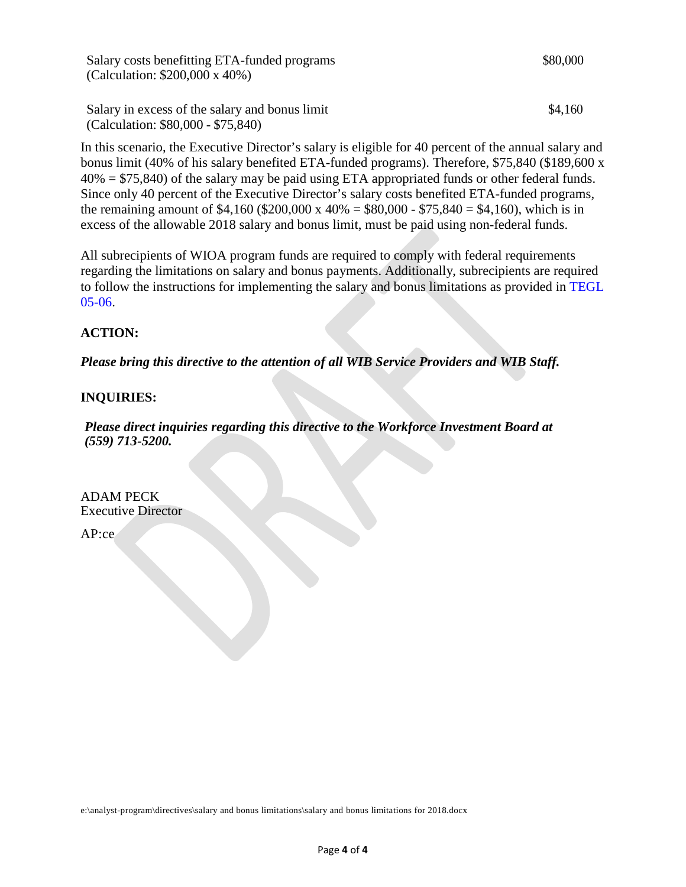| | |
|---|---|
| Salary costs benefitting ETA-funded programs (Calculation: \$200,000 x 40%) | \$80,000 |
| Salary in excess of the salary and bonus limit (Calculation: \$80,000 - \$75,840) | \$4,160 |

In this scenario, the Executive Director's salary is eligible for 40 percent of the annual salary and bonus limit (40% of his salary benefited ETA-funded programs). Therefore, \$75,840 (\$189,600 x 40% = \$75,840) of the salary may be paid using ETA appropriated funds or other federal funds. Since only 40 percent of the Executive Director's salary costs benefited ETA-funded programs, the remaining amount of \$4,160 (\$200,000 x 40% = \$80,000 - \$75,840 = \$4,160), which is in excess of the allowable 2018 salary and bonus limit, must be paid using non-federal funds.

All subrecipients of WIOA program funds are required to comply with federal requirements regarding the limitations on salary and bonus payments. Additionally, subrecipients are required to follow the instructions for implementing the salary and bonus limitations as provided in TEGL 05-06.

**ACTION:**

***Please bring this directive to the attention of all WIB Service Providers and WIB Staff.***

**INQUIRIES:**

***Please direct inquiries regarding this directive to the Workforce Investment Board at (559) 713-5200.***

ADAM PECK
Executive Director

AP:ce

e:\analyst-program\directives\salary and bonus limitations\salary and bonus limitations for 2018.docx